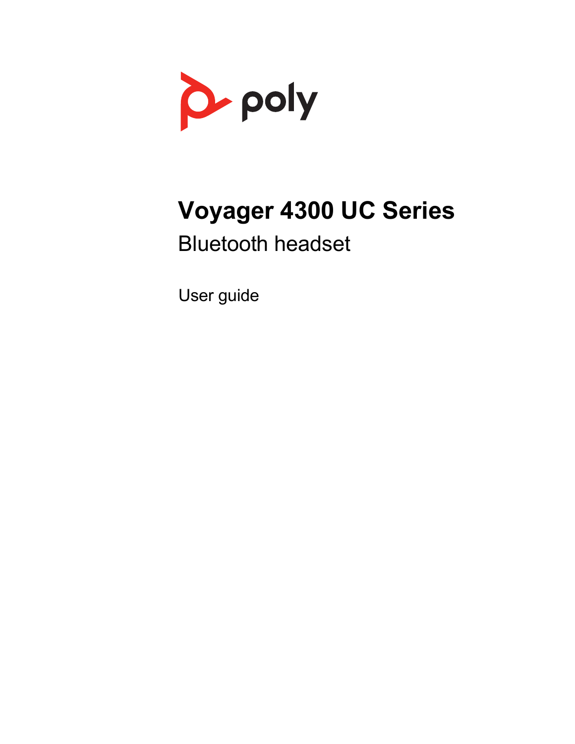poly

# Voyager 4300 UC Series

## Bluetooth headset

User guide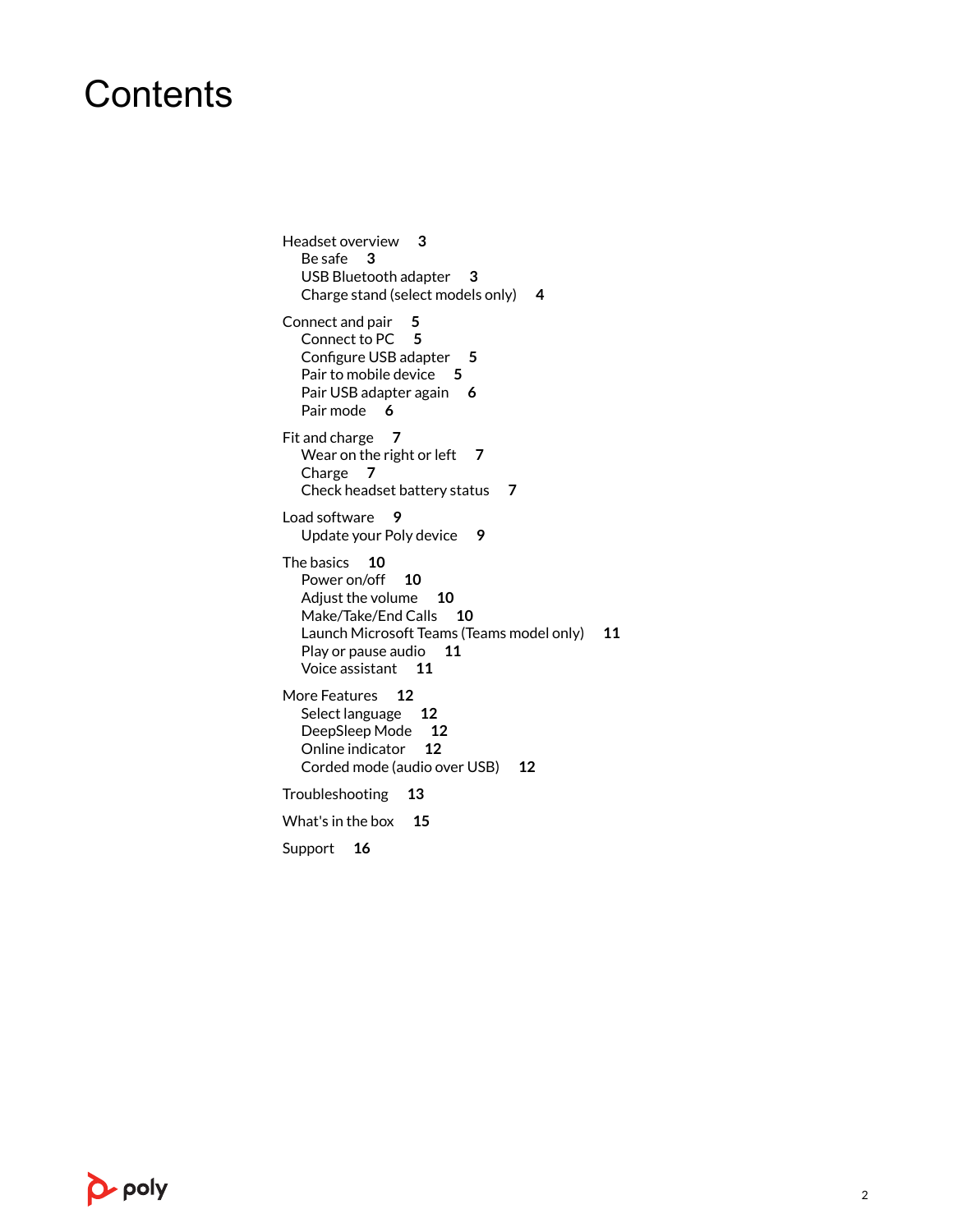# Contents

- Headset overview 3
  - Be safe 3
  - USB Bluetooth adapter 3
  - Charge stand (select models only) 4
- Connect and pair 5
  - Connect to PC 5
  - Configure USB adapter 5
  - Pair to mobile device 5
  - Pair USB adapter again 6
  - Pair mode 6
- Fit and charge 7
  - Wear on the right or left 7
  - Charge 7
  - Check headset battery status 7
- Load software 9
  - Update your Poly device 9
- The basics 10
  - Power on/off 10
  - Adjust the volume 10
  - Make/Take/End Calls 10
  - Launch Microsoft Teams (Teams model only) 11
  - Play or pause audio 11
  - Voice assistant 11
- More Features 12
  - Select language 12
  - DeepSleep Mode 12
  - Online indicator 12
  - Corded mode (audio over USB) 12
- Troubleshooting 13
- What's in the box 15
- Support 16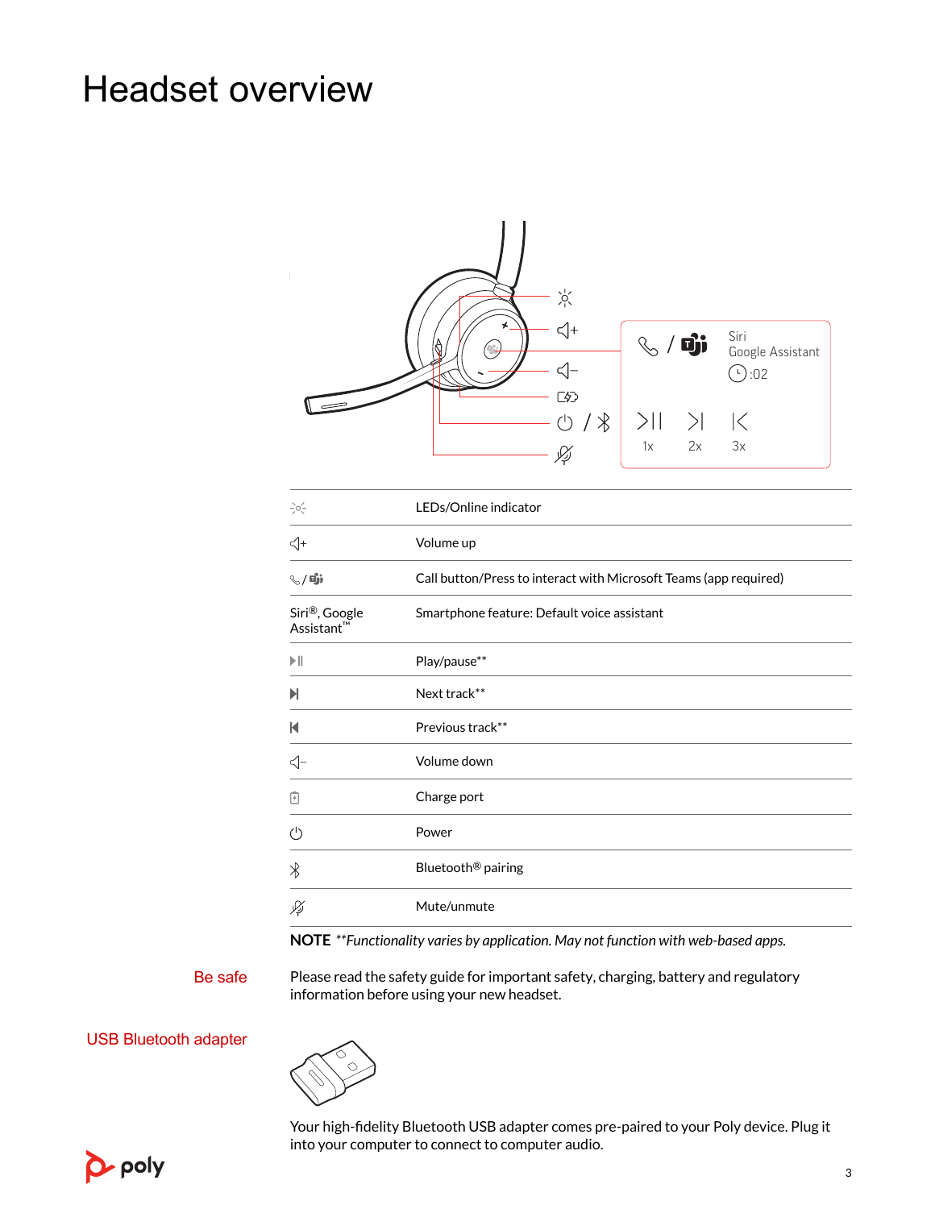# Headset overview

| | |
|---|---|
| ☼ | LEDs/Online indicator |
| ◁+ | Volume up |
| ✆/Teams | Call button/Press to interact with Microsoft Teams (app required) |
| Siri®, Google Assistant™ | Smartphone feature: Default voice assistant |
| ▶II | Play/pause** |
| ▶I | Next track** |
| I◀ | Previous track** |
| ◁– | Volume down |
| Charge port icon | Charge port |
| ⏻ | Power |
| Bluetooth icon | Bluetooth® pairing |
| Mute icon | Mute/unmute |

**NOTE** *\*\*Functionality varies by application. May not function with web-based apps.*

## Be safe

Please read the safety guide for important safety, charging, battery and regulatory information before using your new headset.

## USB Bluetooth adapter

Your high-fidelity Bluetooth USB adapter comes pre-paired to your Poly device. Plug it into your computer to connect to computer audio.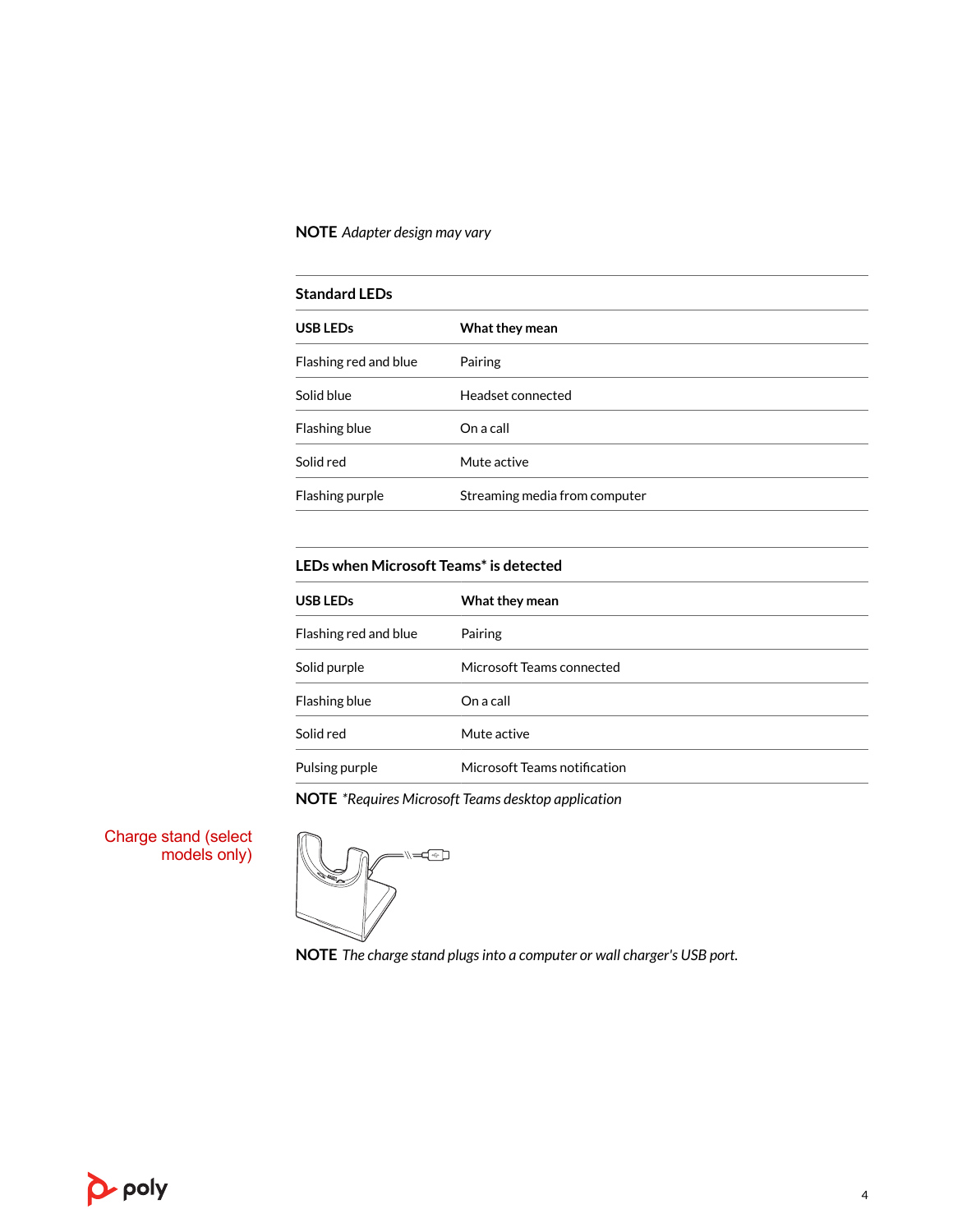**NOTE** *Adapter design may vary*

| Standard LEDs | |
|---|---|
| **USB LEDs** | **What they mean** |
| Flashing red and blue | Pairing |
| Solid blue | Headset connected |
| Flashing blue | On a call |
| Solid red | Mute active |
| Flashing purple | Streaming media from computer |

| LEDs when Microsoft Teams* is detected | |
|---|---|
| **USB LEDs** | **What they mean** |
| Flashing red and blue | Pairing |
| Solid purple | Microsoft Teams connected |
| Flashing blue | On a call |
| Solid red | Mute active |
| Pulsing purple | Microsoft Teams notification |

**NOTE** *\*Requires Microsoft Teams desktop application*

## Charge stand (select models only)

**NOTE** *The charge stand plugs into a computer or wall charger's USB port.*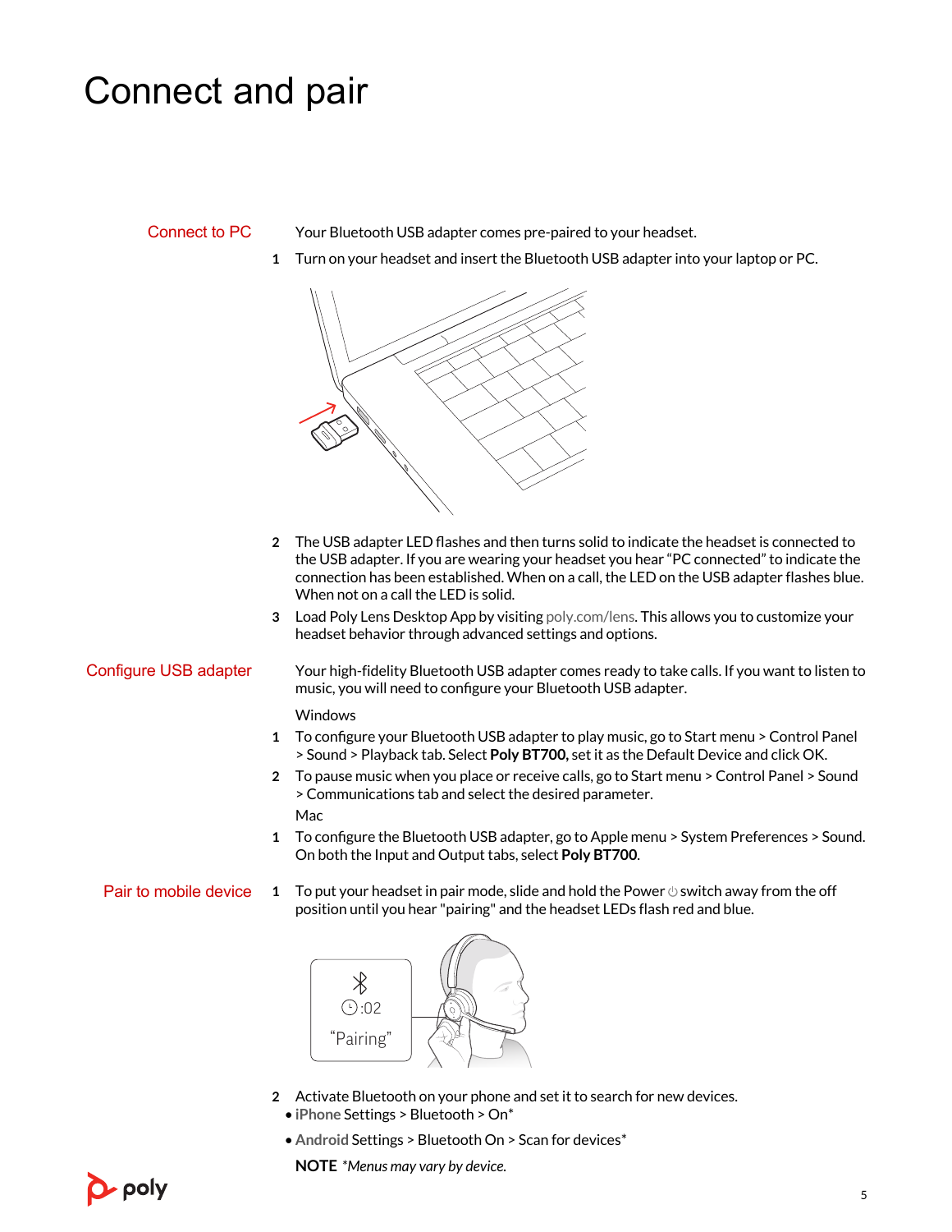# Connect and pair

## Connect to PC

Your Bluetooth USB adapter comes pre-paired to your headset.

1. Turn on your headset and insert the Bluetooth USB adapter into your laptop or PC.
2. The USB adapter LED flashes and then turns solid to indicate the headset is connected to the USB adapter. If you are wearing your headset you hear "PC connected" to indicate the connection has been established. When on a call, the LED on the USB adapter flashes blue. When not on a call the LED is solid.
3. Load Poly Lens Desktop App by visiting poly.com/lens. This allows you to customize your headset behavior through advanced settings and options.

## Configure USB adapter

Your high-fidelity Bluetooth USB adapter comes ready to take calls. If you want to listen to music, you will need to configure your Bluetooth USB adapter.

Windows

1. To configure your Bluetooth USB adapter to play music, go to Start menu > Control Panel > Sound > Playback tab. Select **Poly BT700,** set it as the Default Device and click OK.
2. To pause music when you place or receive calls, go to Start menu > Control Panel > Sound > Communications tab and select the desired parameter.

Mac

1. To configure the Bluetooth USB adapter, go to Apple menu > System Preferences > Sound. On both the Input and Output tabs, select **Poly BT700**.

## Pair to mobile device

1. To put your headset in pair mode, slide and hold the Power ⏻ switch away from the off position until you hear "pairing" and the headset LEDs flash red and blue.

:02
"Pairing"

2. Activate Bluetooth on your phone and set it to search for new devices.
   - iPhone Settings > Bluetooth > On*
   - Android Settings > Bluetooth On > Scan for devices*

**NOTE** *\*Menus may vary by device.*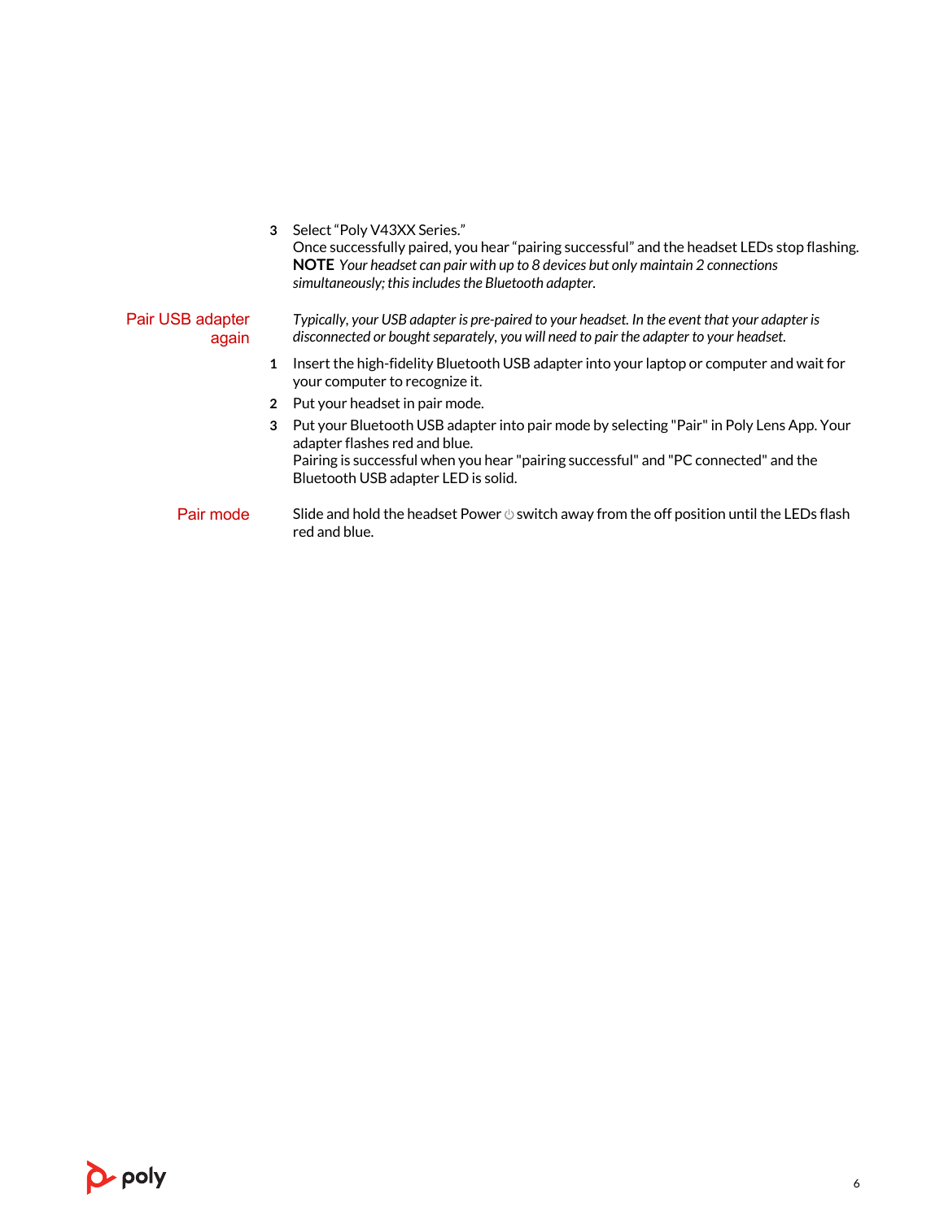3. Select "Poly V43XX Series."
   Once successfully paired, you hear "pairing successful" and the headset LEDs stop flashing.
   **NOTE** *Your headset can pair with up to 8 devices but only maintain 2 connections simultaneously; this includes the Bluetooth adapter.*

## Pair USB adapter again

*Typically, your USB adapter is pre-paired to your headset. In the event that your adapter is disconnected or bought separately, you will need to pair the adapter to your headset.*

1. Insert the high-fidelity Bluetooth USB adapter into your laptop or computer and wait for your computer to recognize it.
2. Put your headset in pair mode.
3. Put your Bluetooth USB adapter into pair mode by selecting "Pair" in Poly Lens App. Your adapter flashes red and blue.
   Pairing is successful when you hear "pairing successful" and "PC connected" and the Bluetooth USB adapter LED is solid.

## Pair mode

Slide and hold the headset Power ⏻ switch away from the off position until the LEDs flash red and blue.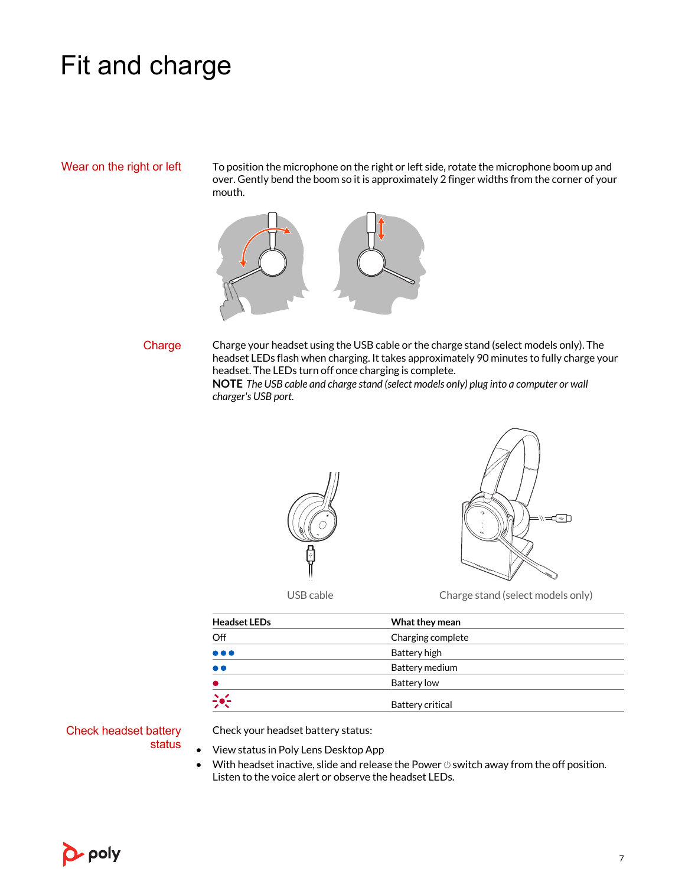# Fit and charge

## Wear on the right or left

To position the microphone on the right or left side, rotate the microphone boom up and over. Gently bend the boom so it is approximately 2 finger widths from the corner of your mouth.

## Charge

Charge your headset using the USB cable or the charge stand (select models only). The headset LEDs flash when charging. It takes approximately 90 minutes to fully charge your headset. The LEDs turn off once charging is complete.

**NOTE** *The USB cable and charge stand (select models only) plug into a computer or wall charger's USB port.*

USB cable

Charge stand (select models only)

| Headset LEDs | What they mean |
| --- | --- |
| Off | Charging complete |
| ● ● ● (blue) | Battery high |
| ● ● (blue) | Battery medium |
| ● (red) | Battery low |
| ● (red, flashing) | Battery critical |

## Check headset battery status

Check your headset battery status:

- View status in Poly Lens Desktop App
- With headset inactive, slide and release the Power ⏻ switch away from the off position. Listen to the voice alert or observe the headset LEDs.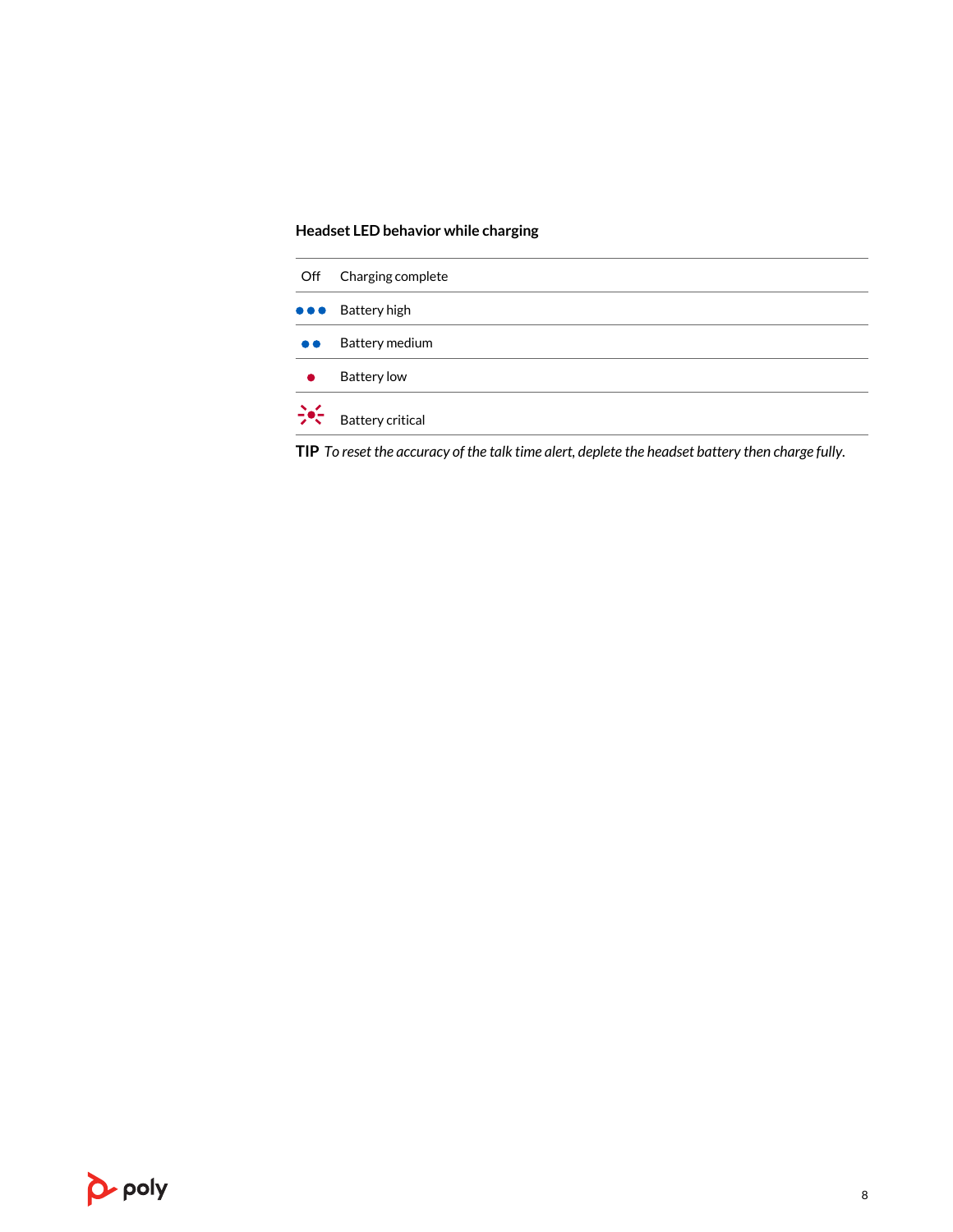### Headset LED behavior while charging

| | |
|---|---|
| Off | Charging complete |
| ●●● (blue) | Battery high |
| ●● (blue) | Battery medium |
| ● (red) | Battery low |
| ● (red, flashing) | Battery critical |

**TIP** *To reset the accuracy of the talk time alert, deplete the headset battery then charge fully.*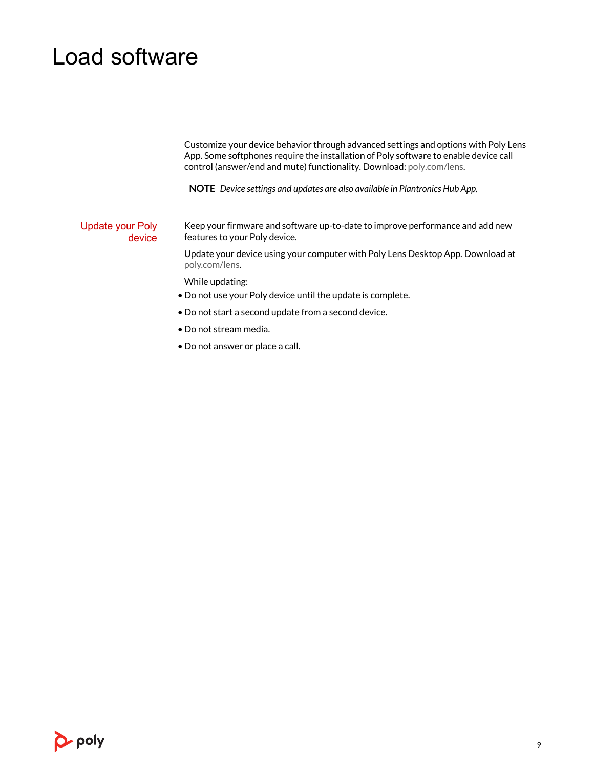# Load software

Customize your device behavior through advanced settings and options with Poly Lens App. Some softphones require the installation of Poly software to enable device call control (answer/end and mute) functionality. Download: poly.com/lens.

**NOTE** *Device settings and updates are also available in Plantronics Hub App.*

## Update your Poly device

Keep your firmware and software up-to-date to improve performance and add new features to your Poly device.

Update your device using your computer with Poly Lens Desktop App. Download at poly.com/lens.

While updating:

- Do not use your Poly device until the update is complete.
- Do not start a second update from a second device.
- Do not stream media.
- Do not answer or place a call.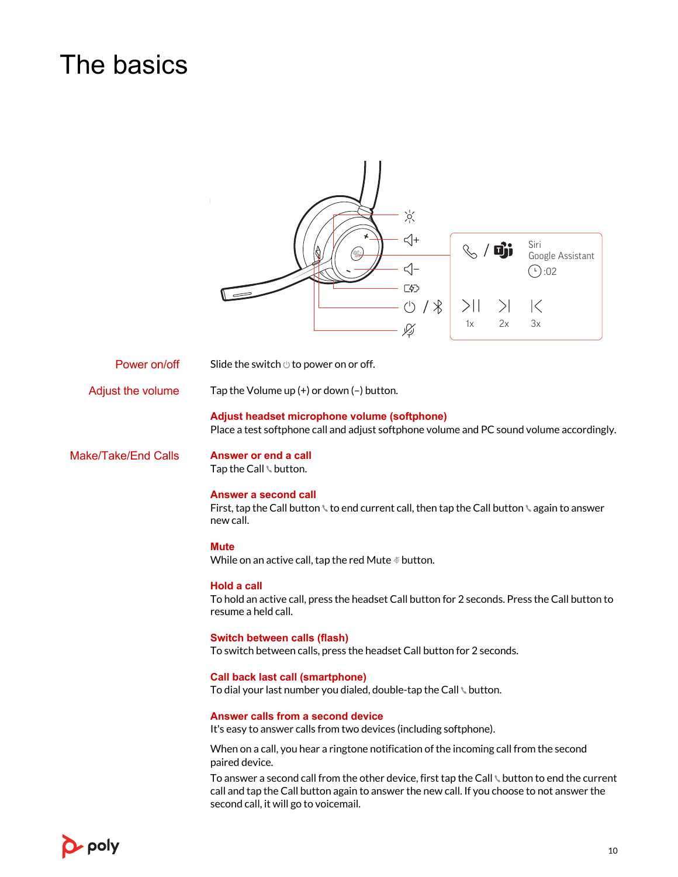# The basics

Siri
Google Assistant
:02

1x 2x 3x

**Power on/off**

Slide the switch ⏻ to power on or off.

**Adjust the volume**

Tap the Volume up (+) or down (–) button.

### Adjust headset microphone volume (softphone)

Place a test softphone call and adjust softphone volume and PC sound volume accordingly.

**Make/Take/End Calls**

### Answer or end a call

Tap the Call button.

### Answer a second call

First, tap the Call button to end current call, then tap the Call button again to answer new call.

### Mute

While on an active call, tap the red Mute button.

### Hold a call

To hold an active call, press the headset Call button for 2 seconds. Press the Call button to resume a held call.

### Switch between calls (flash)

To switch between calls, press the headset Call button for 2 seconds.

### Call back last call (smartphone)

To dial your last number you dialed, double-tap the Call button.

### Answer calls from a second device

It's easy to answer calls from two devices (including softphone).

When on a call, you hear a ringtone notification of the incoming call from the second paired device.

To answer a second call from the other device, first tap the Call button to end the current call and tap the Call button again to answer the new call. If you choose to not answer the second call, it will go to voicemail.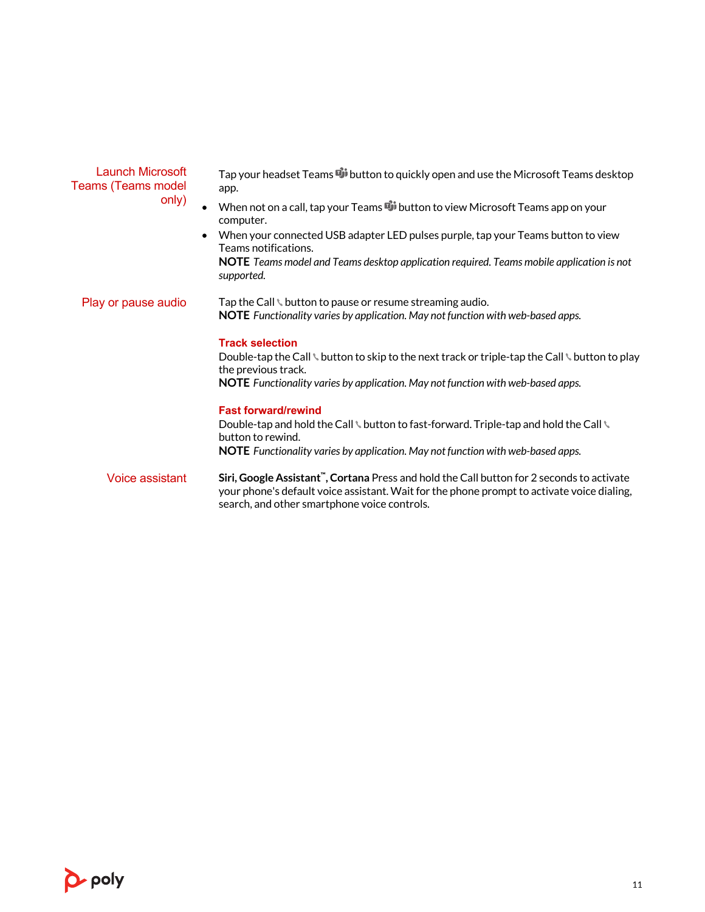**Launch Microsoft Teams (Teams model only)**

Tap your headset Teams button to quickly open and use the Microsoft Teams desktop app.

- When not on a call, tap your Teams button to view Microsoft Teams app on your computer.
- When your connected USB adapter LED pulses purple, tap your Teams button to view Teams notifications.

**NOTE** *Teams model and Teams desktop application required. Teams mobile application is not supported.*

**Play or pause audio**

Tap the Call button to pause or resume streaming audio.

**NOTE** *Functionality varies by application. May not function with web-based apps.*

### Track selection

Double-tap the Call button to skip to the next track or triple-tap the Call button to play the previous track.

**NOTE** *Functionality varies by application. May not function with web-based apps.*

### Fast forward/rewind

Double-tap and hold the Call button to fast-forward. Triple-tap and hold the Call button to rewind.

**NOTE** *Functionality varies by application. May not function with web-based apps.*

**Voice assistant**

**Siri, Google Assistant™, Cortana** Press and hold the Call button for 2 seconds to activate your phone's default voice assistant. Wait for the phone prompt to activate voice dialing, search, and other smartphone voice controls.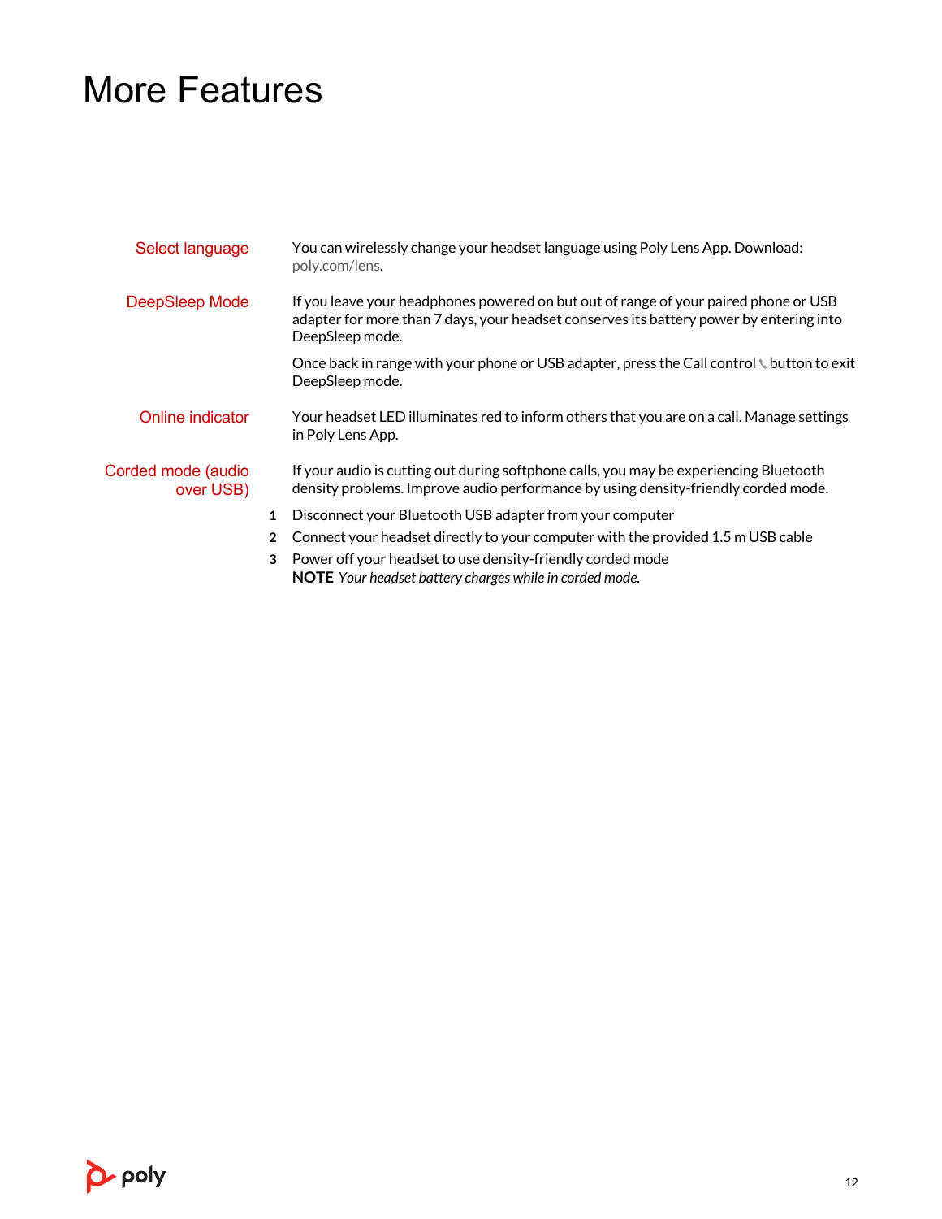# More Features

## Select language

You can wirelessly change your headset language using Poly Lens App. Download: poly.com/lens.

## DeepSleep Mode

If you leave your headphones powered on but out of range of your paired phone or USB adapter for more than 7 days, your headset conserves its battery power by entering into DeepSleep mode.

Once back in range with your phone or USB adapter, press the Call control button to exit DeepSleep mode.

## Online indicator

Your headset LED illuminates red to inform others that you are on a call. Manage settings in Poly Lens App.

## Corded mode (audio over USB)

If your audio is cutting out during softphone calls, you may be experiencing Bluetooth density problems. Improve audio performance by using density-friendly corded mode.

1. Disconnect your Bluetooth USB adapter from your computer
2. Connect your headset directly to your computer with the provided 1.5 m USB cable
3. Power off your headset to use density-friendly corded mode
   **NOTE** *Your headset battery charges while in corded mode.*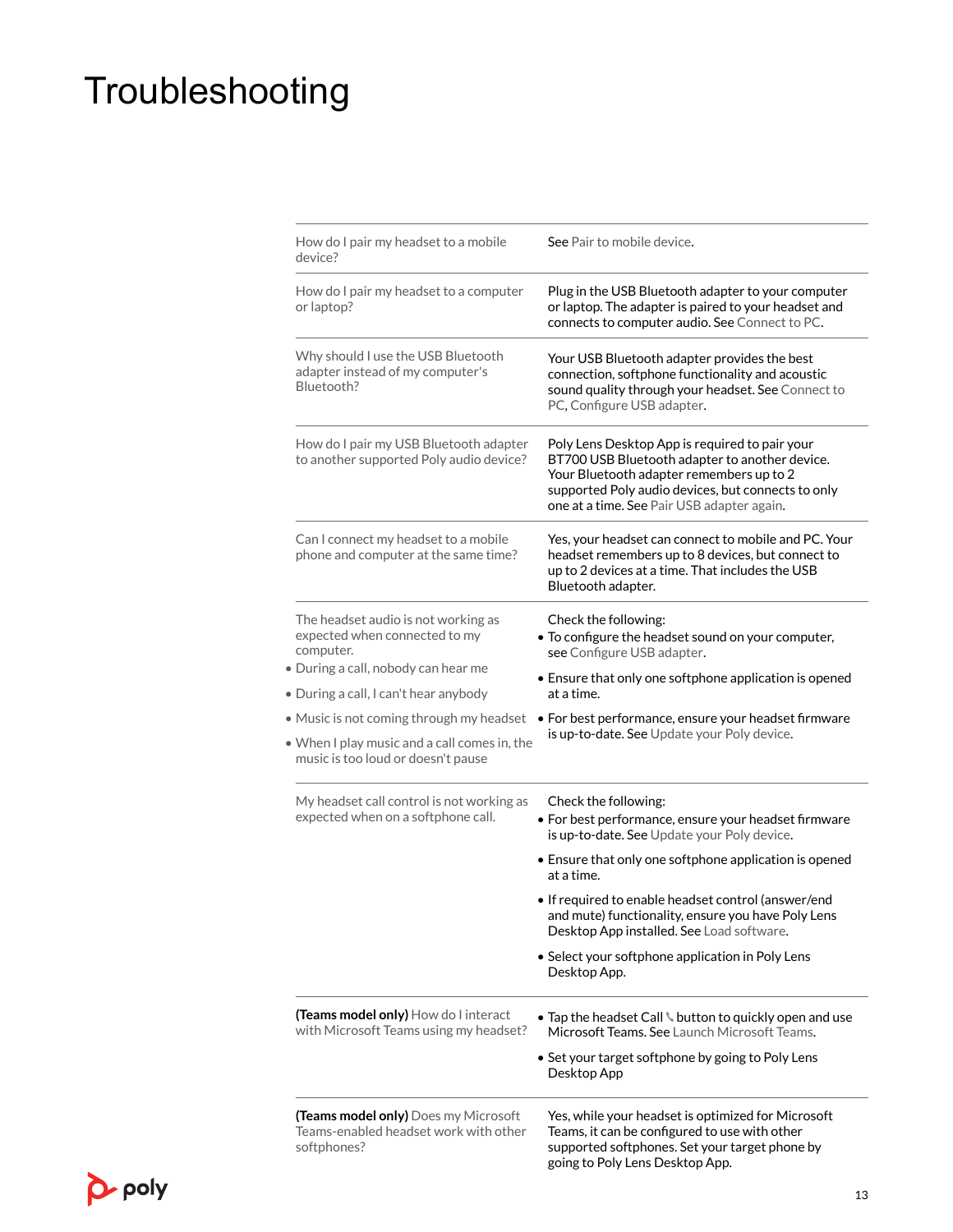# Troubleshooting

| | |
|---|---|
| How do I pair my headset to a mobile device? | See Pair to mobile device. |
| How do I pair my headset to a computer or laptop? | Plug in the USB Bluetooth adapter to your computer or laptop. The adapter is paired to your headset and connects to computer audio. See Connect to PC. |
| Why should I use the USB Bluetooth adapter instead of my computer's Bluetooth? | Your USB Bluetooth adapter provides the best connection, softphone functionality and acoustic sound quality through your headset. See Connect to PC, Configure USB adapter. |
| How do I pair my USB Bluetooth adapter to another supported Poly audio device? | Poly Lens Desktop App is required to pair your BT700 USB Bluetooth adapter to another device. Your Bluetooth adapter remembers up to 2 supported Poly audio devices, but connects to only one at a time. See Pair USB adapter again. |
| Can I connect my headset to a mobile phone and computer at the same time? | Yes, your headset can connect to mobile and PC. Your headset remembers up to 8 devices, but connect to up to 2 devices at a time. That includes the USB Bluetooth adapter. |
| The headset audio is not working as expected when connected to my computer.<br>• During a call, nobody can hear me<br>• During a call, I can't hear anybody<br>• Music is not coming through my headset<br>• When I play music and a call comes in, the music is too loud or doesn't pause | Check the following:<br>• To configure the headset sound on your computer, see Configure USB adapter.<br>• Ensure that only one softphone application is opened at a time.<br>• For best performance, ensure your headset firmware is up-to-date. See Update your Poly device. |
| My headset call control is not working as expected when on a softphone call. | Check the following:<br>• For best performance, ensure your headset firmware is up-to-date. See Update your Poly device.<br>• Ensure that only one softphone application is opened at a time.<br>• If required to enable headset control (answer/end and mute) functionality, ensure you have Poly Lens Desktop App installed. See Load software.<br>• Select your softphone application in Poly Lens Desktop App. |
| **(Teams model only)** How do I interact with Microsoft Teams using my headset? | • Tap the headset Call button to quickly open and use Microsoft Teams. See Launch Microsoft Teams.<br>• Set your target softphone by going to Poly Lens Desktop App |
| **(Teams model only)** Does my Microsoft Teams-enabled headset work with other softphones? | Yes, while your headset is optimized for Microsoft Teams, it can be configured to use with other supported softphones. Set your target phone by going to Poly Lens Desktop App. |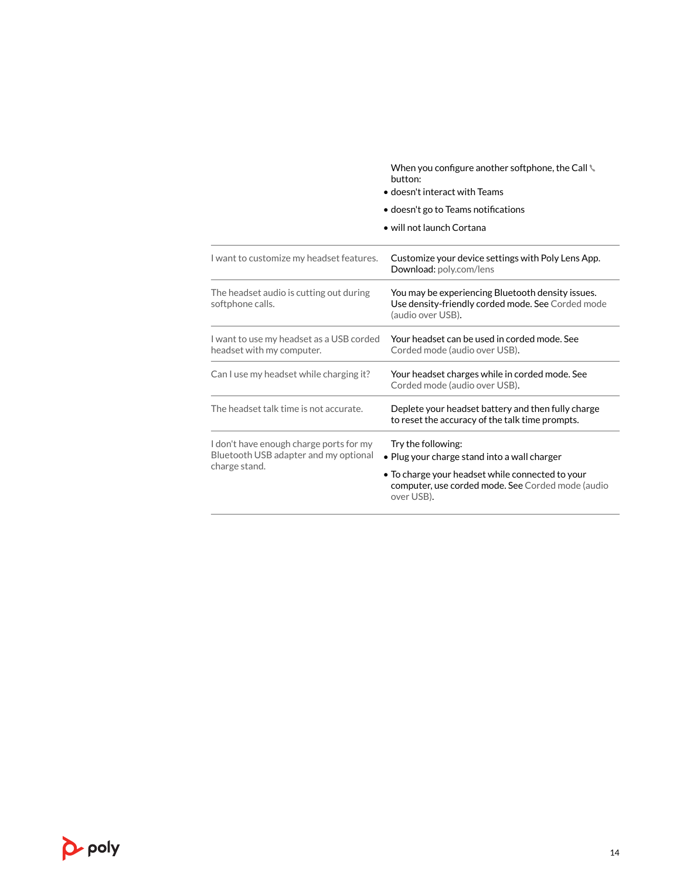| | |
|---|---|
| | When you configure another softphone, the Call button:<br>• doesn't interact with Teams<br>• doesn't go to Teams notifications<br>• will not launch Cortana |
| I want to customize my headset features. | Customize your device settings with Poly Lens App. Download: poly.com/lens |
| The headset audio is cutting out during softphone calls. | You may be experiencing Bluetooth density issues. Use density-friendly corded mode. See Corded mode (audio over USB). |
| I want to use my headset as a USB corded headset with my computer. | Your headset can be used in corded mode. See Corded mode (audio over USB). |
| Can I use my headset while charging it? | Your headset charges while in corded mode. See Corded mode (audio over USB). |
| The headset talk time is not accurate. | Deplete your headset battery and then fully charge to reset the accuracy of the talk time prompts. |
| I don't have enough charge ports for my Bluetooth USB adapter and my optional charge stand. | Try the following:<br>• Plug your charge stand into a wall charger<br>• To charge your headset while connected to your computer, use corded mode. See Corded mode (audio over USB). |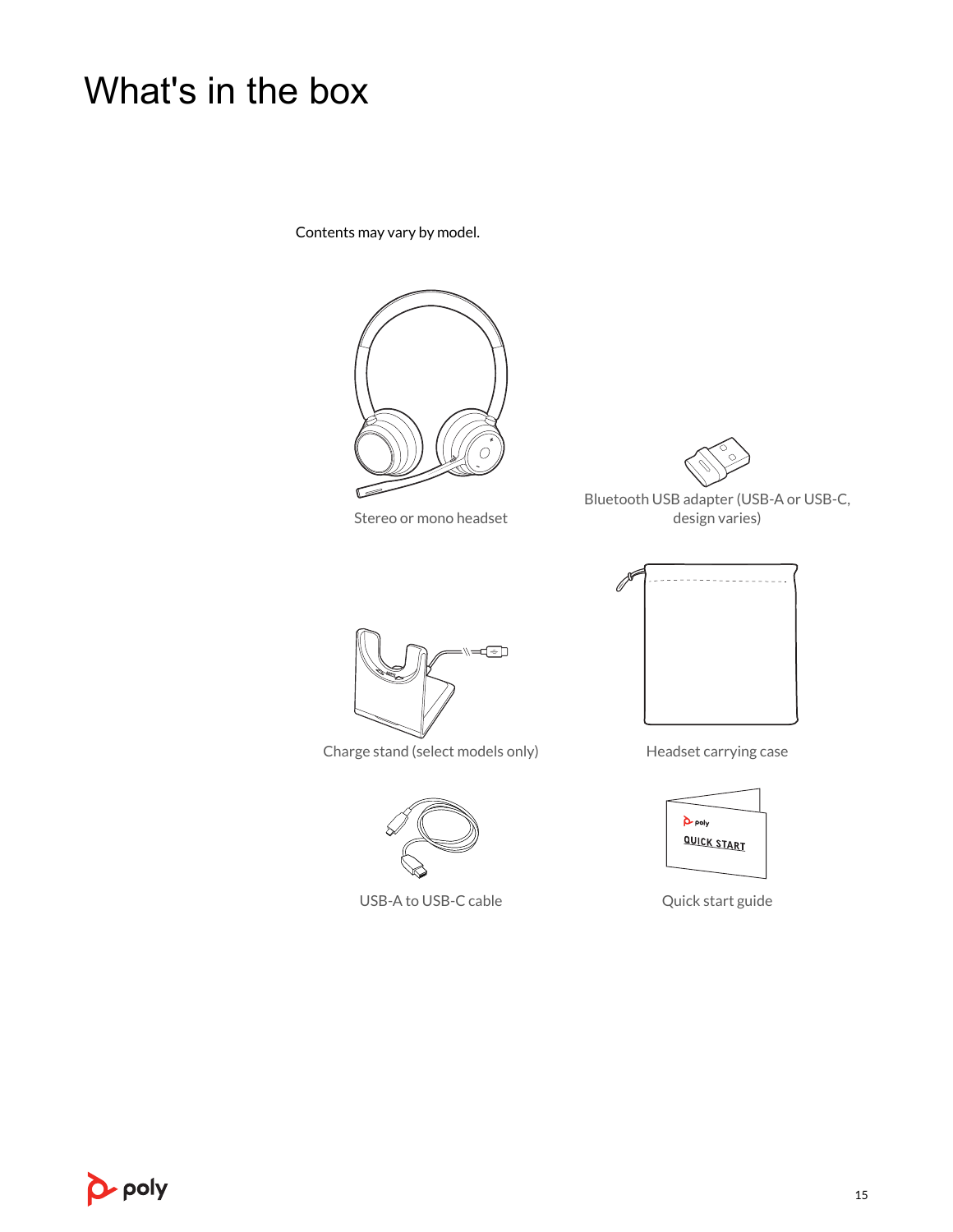# What's in the box

Contents may vary by model.

Stereo or mono headset

Bluetooth USB adapter (USB-A or USB-C, design varies)

Charge stand (select models only)

Headset carrying case

USB-A to USB-C cable

Quick start guide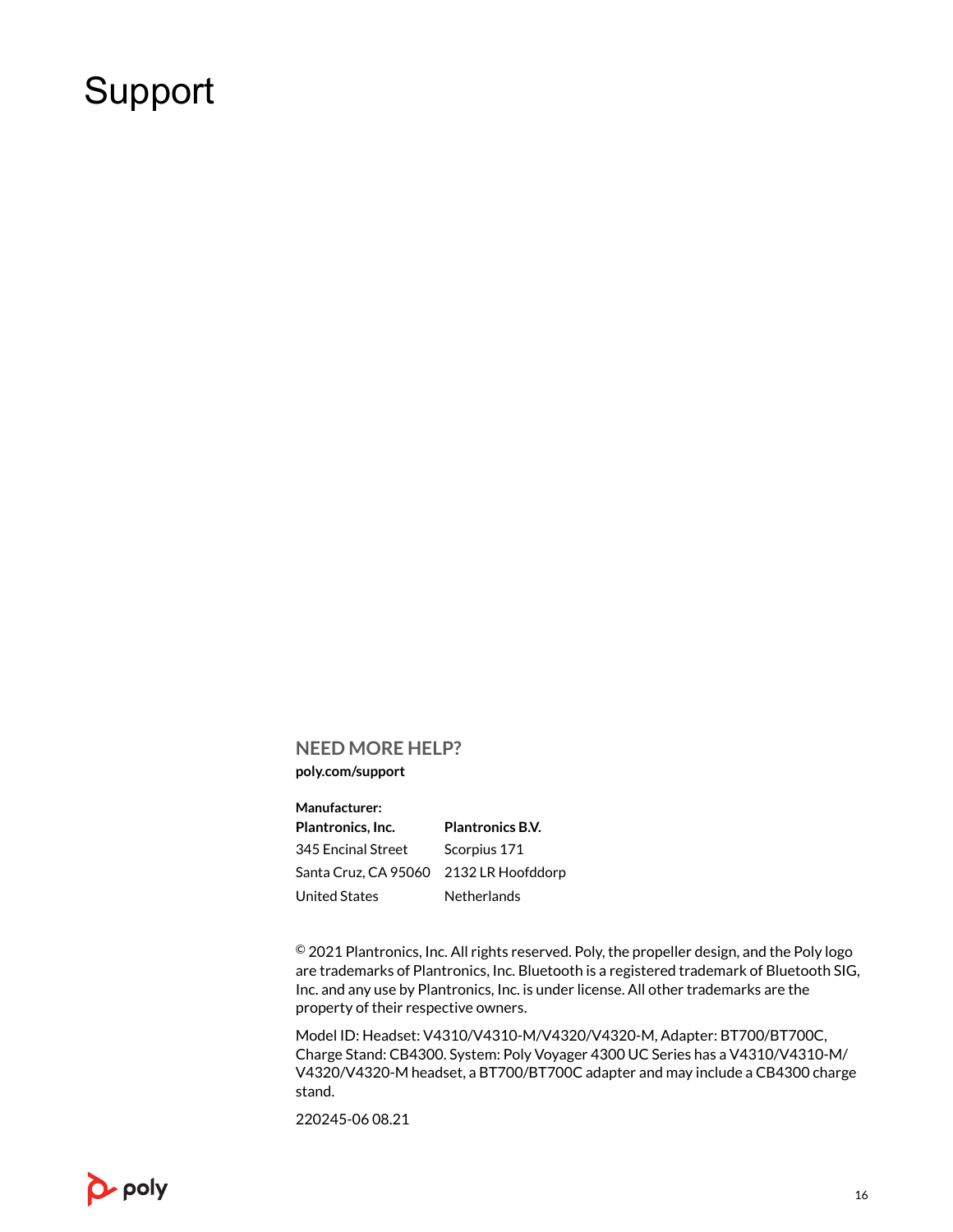# Support

## NEED MORE HELP?

**poly.com/support**

**Manufacturer:**

| | |
|---|---|
| **Plantronics, Inc.** | **Plantronics B.V.** |
| 345 Encinal Street | Scorpius 171 |
| Santa Cruz, CA 95060 | 2132 LR Hoofddorp |
| United States | Netherlands |

© 2021 Plantronics, Inc. All rights reserved. Poly, the propeller design, and the Poly logo are trademarks of Plantronics, Inc. Bluetooth is a registered trademark of Bluetooth SIG, Inc. and any use by Plantronics, Inc. is under license. All other trademarks are the property of their respective owners.

Model ID: Headset: V4310/V4310-M/V4320/V4320-M, Adapter: BT700/BT700C, Charge Stand: CB4300. System: Poly Voyager 4300 UC Series has a V4310/V4310-M/V4320/V4320-M headset, a BT700/BT700C adapter and may include a CB4300 charge stand.

220245-06 08.21